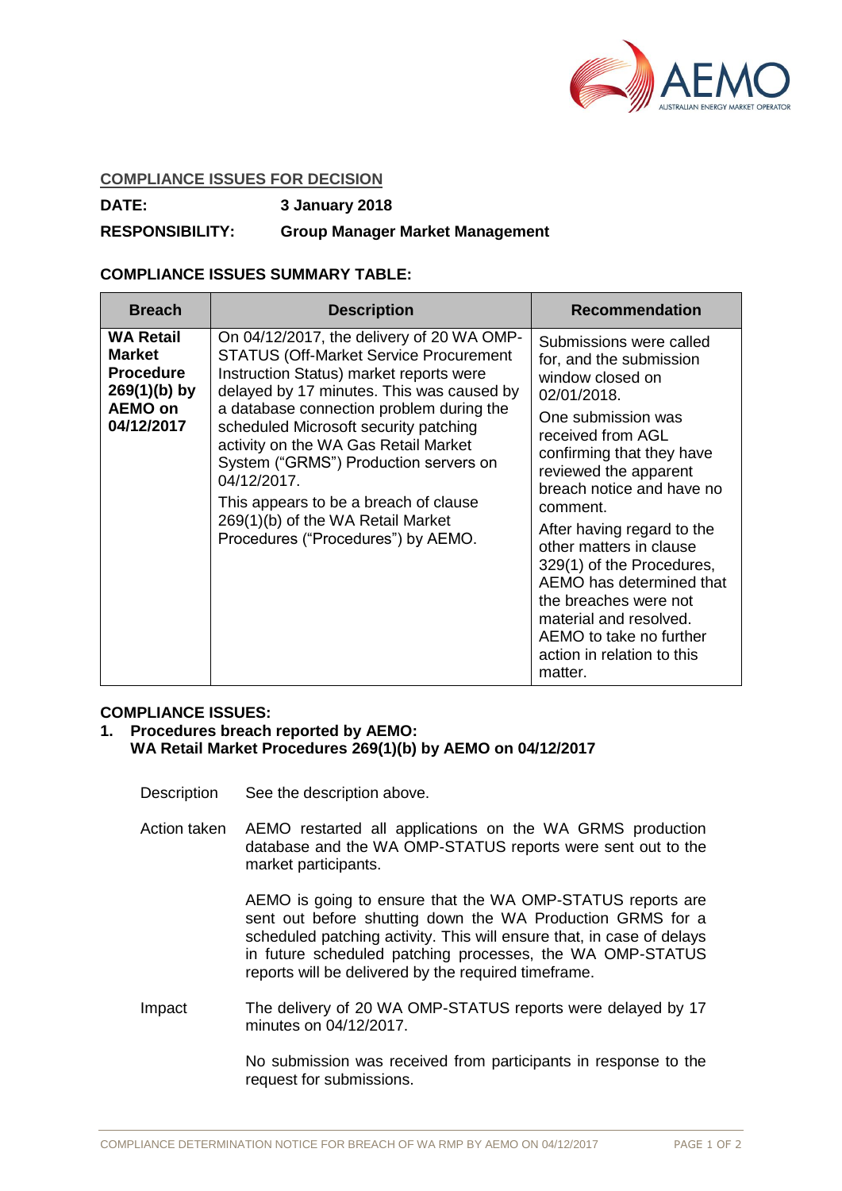**COMPLIANCE ISSUES FOR DECISION**

**DATE:** **3 January 2018**

**RESPONSIBILITY:** **Group Manager Market Management**

**COMPLIANCE ISSUES SUMMARY TABLE:**

| Breach | Description | Recommendation |
|---|---|---|
| **WA Retail Market Procedure 269(1)(b) by AEMO on 04/12/2017** | On 04/12/2017, the delivery of 20 WA OMP-STATUS (Off-Market Service Procurement Instruction Status) market reports were delayed by 17 minutes. This was caused by a database connection problem during the scheduled Microsoft security patching activity on the WA Gas Retail Market System ("GRMS") Production servers on 04/12/2017.<br><br>This appears to be a breach of clause 269(1)(b) of the WA Retail Market Procedures ("Procedures") by AEMO. | Submissions were called for, and the submission window closed on 02/01/2018.<br><br>One submission was received from AGL confirming that they have reviewed the apparent breach notice and have no comment.<br><br>After having regard to the other matters in clause 329(1) of the Procedures, AEMO has determined that the breaches were not material and resolved. AEMO to take no further action in relation to this matter. |

**COMPLIANCE ISSUES:**

1. **Procedures breach reported by AEMO:**
   **WA Retail Market Procedures 269(1)(b) by AEMO on 04/12/2017**

Description — See the description above.

Action taken — AEMO restarted all applications on the WA GRMS production database and the WA OMP-STATUS reports were sent out to the market participants.

AEMO is going to ensure that the WA OMP-STATUS reports are sent out before shutting down the WA Production GRMS for a scheduled patching activity. This will ensure that, in case of delays in future scheduled patching processes, the WA OMP-STATUS reports will be delivered by the required timeframe.

Impact — The delivery of 20 WA OMP-STATUS reports were delayed by 17 minutes on 04/12/2017.

No submission was received from participants in response to the request for submissions.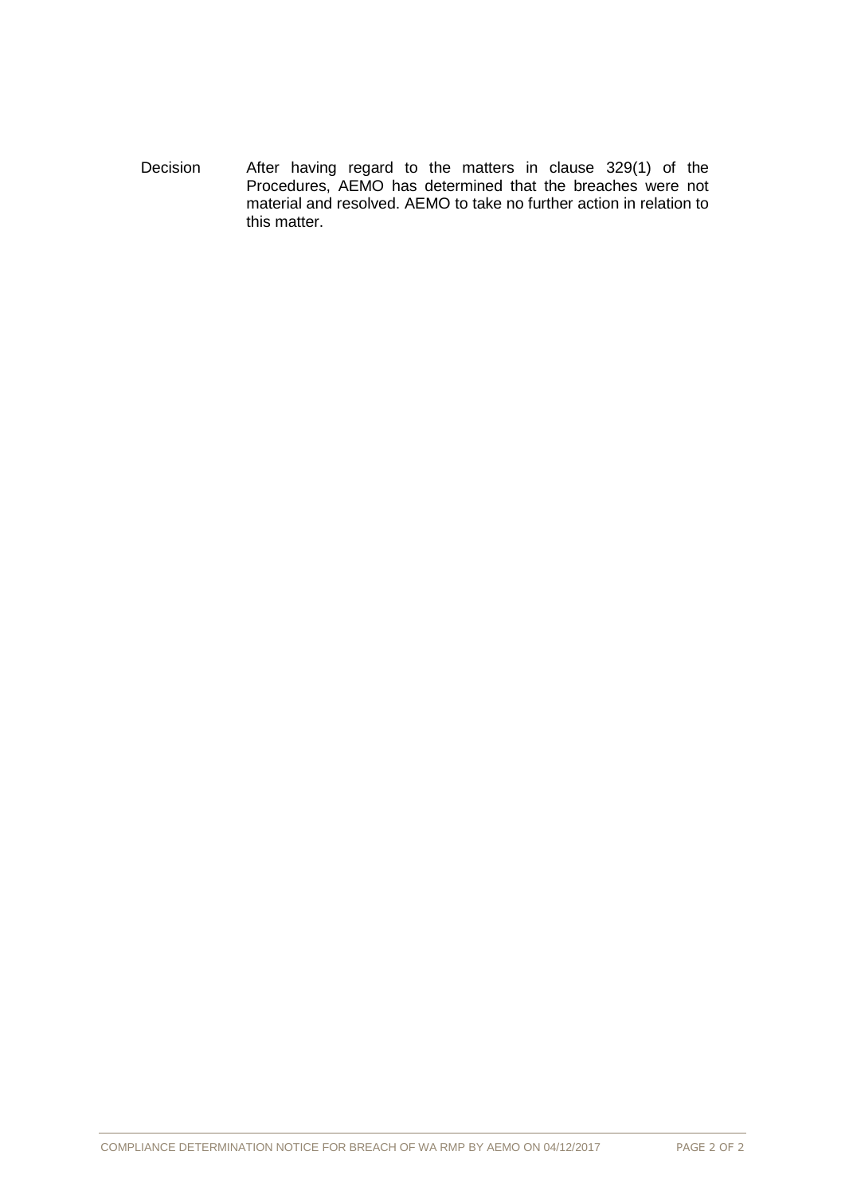| | |
|---|---|
| Decision | After having regard to the matters in clause 329(1) of the Procedures, AEMO has determined that the breaches were not material and resolved. AEMO to take no further action in relation to this matter. |